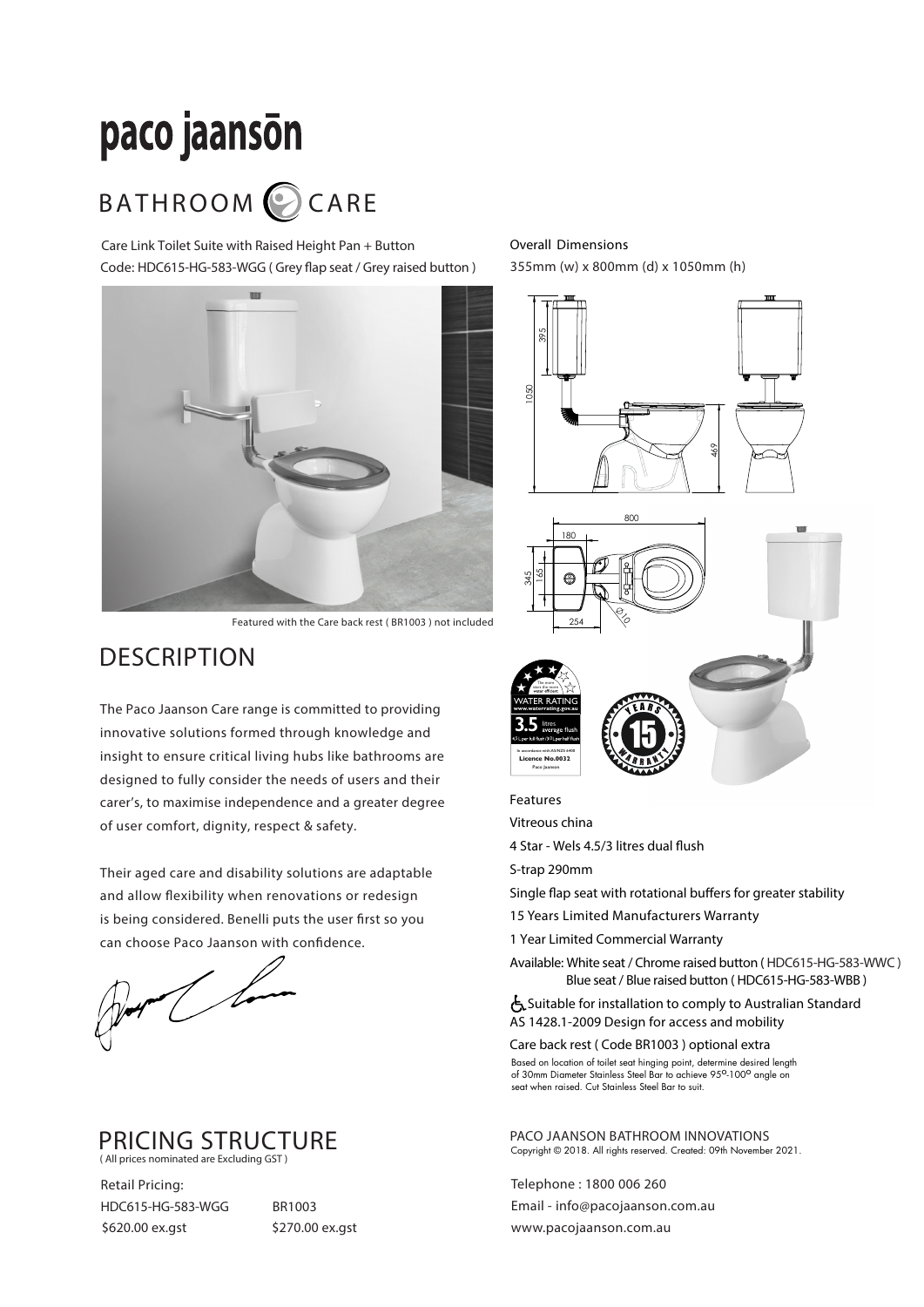# paco jaansōn

## BATHROOM CARE

Care Link Toilet Suite with Raised Height Pan + Button
Code: HDC615-HG-583-WGG ( Grey flap seat / Grey raised button )

Featured with the Care back rest ( BR1003 ) not included

Overall Dimensions
355mm (w) x 800mm (d) x 1050mm (h)

395
1050
469
800
180
345
165
254
Ø10

WATER RATING
The more stars the more water efficient
www.waterrating.gov.au
3.5 litres average flush
4.5 L per full flush / 3.0 L per half flush
In accordance with AS/NZS 6400
Licence No.0032
Paco Jaanson

15 YEARS WARRANTY

## DESCRIPTION

The Paco Jaanson Care range is committed to providing innovative solutions formed through knowledge and insight to ensure critical living hubs like bathrooms are designed to fully consider the needs of users and their carer's, to maximise independence and a greater degree of user comfort, dignity, respect & safety.

Their aged care and disability solutions are adaptable and allow flexibility when renovations or redesign is being considered. Benelli puts the user first so you can choose Paco Jaanson with confidence.

Features

- Vitreous china
- 4 Star - Wels 4.5/3 litres dual flush
- S-trap 290mm
- Single flap seat with rotational buffers for greater stability
- 15 Years Limited Manufacturers Warranty
- 1 Year Limited Commercial Warranty
- Available: White seat / Chrome raised button ( HDC615-HG-583-WWC )
  Blue seat / Blue raised button ( HDC615-HG-583-WBB )
- Suitable for installation to comply to Australian Standard AS 1428.1-2009 Design for access and mobility
- Care back rest ( Code BR1003 ) optional extra

Based on location of toilet seat hinging point, determine desired length of 30mm Diameter Stainless Steel Bar to achieve 95°-100° angle on seat when raised. Cut Stainless Steel Bar to suit.

## PRICING STRUCTURE

( All prices nominated are Excluding GST )

Retail Pricing:

| | |
|---|---|
| HDC615-HG-583-WGG | BR1003 |
| $620.00 ex.gst | $270.00 ex.gst |

PACO JAANSON BATHROOM INNOVATIONS
Copyright © 2018. All rights reserved. Created: 09th November 2021.

Telephone : 1800 006 260
Email - info@pacojaanson.com.au
www.pacojaanson.com.au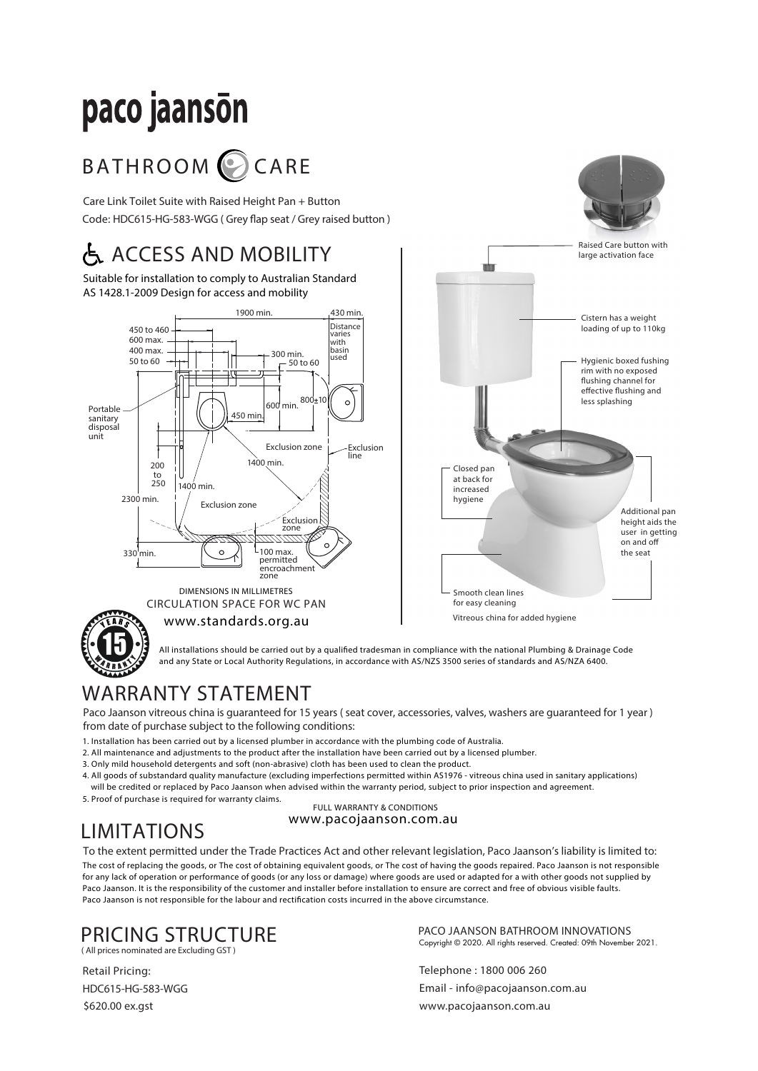# paco jaansōn

## BATHROOM CARE

Care Link Toilet Suite with Raised Height Pan + Button

Code: HDC615-HG-583-WGG ( Grey flap seat / Grey raised button )

## ACCESS AND MOBILITY

Suitable for installation to comply to Australian Standard AS 1428.1-2009 Design for access and mobility

1900 min.
430 min.
450 to 460
600 max.
400 max.
50 to 60
300 min.
50 to 60
Distance varies with basin used
800±10
600 min.
450 min.
Portable sanitary disposal unit
Exclusion zone
Exclusion line
1400 min.
200 to 250
1400 min.
2300 min.
Exclusion zone
Exclusion zone
330 min.
100 max. permitted encroachment zone

DIMENSIONS IN MILLIMETRES

CIRCULATION SPACE FOR WC PAN

www.standards.org.au

Raised Care button with large activation face

Cistern has a weight loading of up to 110kg

Hygienic boxed fushing rim with no exposed flushing channel for effective flushing and less splashing

Closed pan at back for increased hygiene

Additional pan height aids the user in getting on and off the seat

Smooth clean lines for easy cleaning

Vitreous china for added hygiene

15 YEARS WARRANTY

All installations should be carried out by a qualified tradesman in compliance with the national Plumbing & Drainage Code and any State or Local Authority Regulations, in accordance with AS/NZS 3500 series of standards and AS/NZA 6400.

## WARRANTY STATEMENT

Paco Jaanson vitreous china is guaranteed for 15 years ( seat cover, accessories, valves, washers are guaranteed for 1 year ) from date of purchase subject to the following conditions:

1. Installation has been carried out by a licensed plumber in accordance with the plumbing code of Australia.
2. All maintenance and adjustments to the product after the installation have been carried out by a licensed plumber.
3. Only mild household detergents and soft (non-abrasive) cloth has been used to clean the product.
4. All goods of substandard quality manufacture (excluding imperfections permitted within AS1976 - vitreous china used in sanitary applications) will be credited or replaced by Paco Jaanson when advised within the warranty period, subject to prior inspection and agreement.
5. Proof of purchase is required for warranty claims.

FULL WARRANTY & CONDITIONS
www.pacojaanson.com.au

## LIMITATIONS

To the extent permitted under the Trade Practices Act and other relevant legislation, Paco Jaanson's liability is limited to:

The cost of replacing the goods, or The cost of obtaining equivalent goods, or The cost of having the goods repaired. Paco Jaanson is not responsible for any lack of operation or performance of goods (or any loss or damage) where goods are used or adapted for a with other goods not supplied by Paco Jaanson. It is the responsibility of the customer and installer before installation to ensure are correct and free of obvious visible faults. Paco Jaanson is not responsible for the labour and rectification costs incurred in the above circumstance.

## PRICING STRUCTURE

( All prices nominated are Excluding GST )

Retail Pricing:
HDC615-HG-583-WGG
$620.00 ex.gst

PACO JAANSON BATHROOM INNOVATIONS
Copyright © 2020. All rights reserved. Created: 09th November 2021.

Telephone : 1800 006 260
Email - info@pacojaanson.com.au
www.pacojaanson.com.au